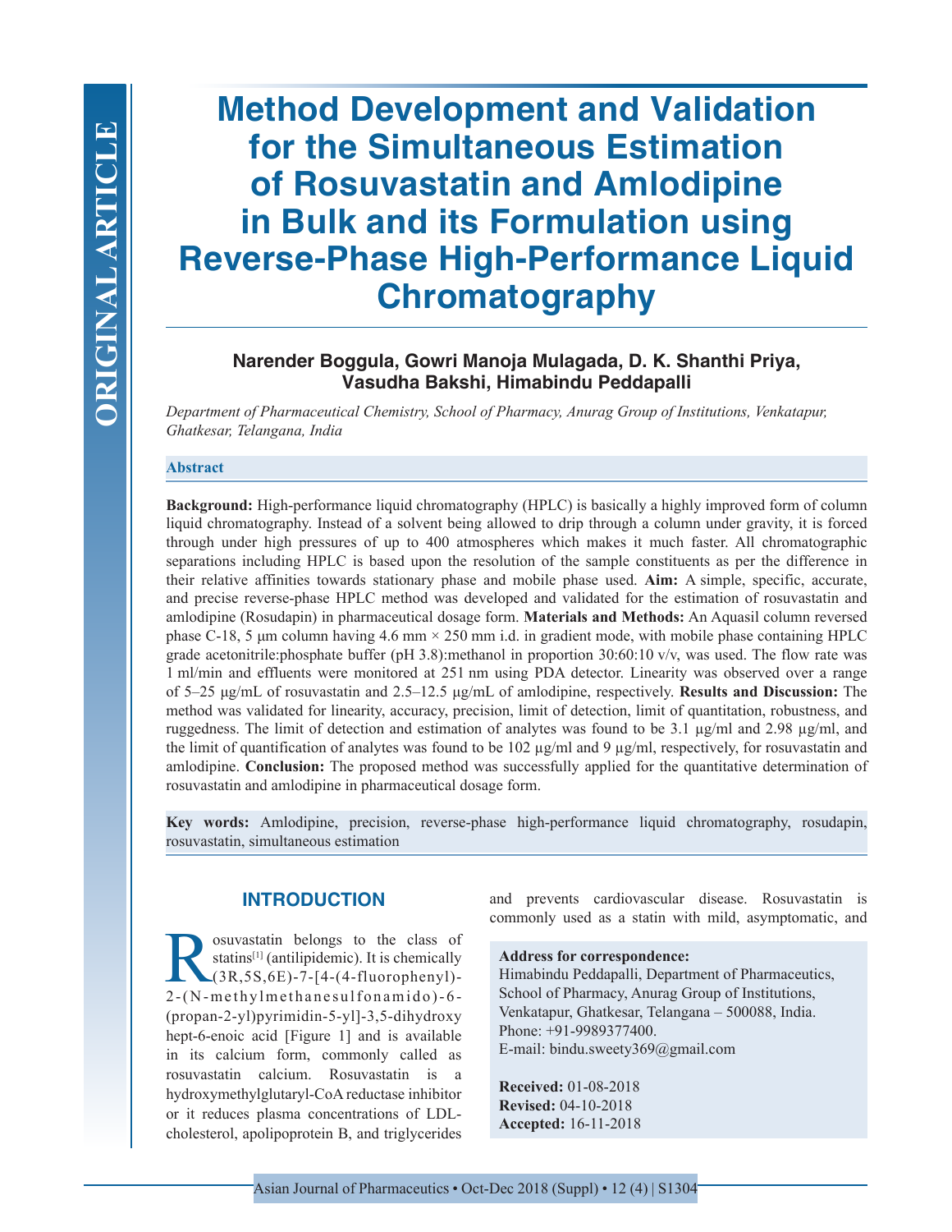# Method Development and Validation for the Simultaneous Estimation of Rosuvastatin and Amlodipine in Bulk and its Formulation using Reverse-Phase High-Performance Liquid Chromatography

**Narender Boggula, Gowri Manoja Mulagada, D. K. Shanthi Priya, Vasudha Bakshi, Himabindu Peddapalli**

*Department of Pharmaceutical Chemistry, School of Pharmacy, Anurag Group of Institutions, Venkatapur, Ghatkesar, Telangana, India*

## Abstract

**Background:** High-performance liquid chromatography (HPLC) is basically a highly improved form of column liquid chromatography. Instead of a solvent being allowed to drip through a column under gravity, it is forced through under high pressures of up to 400 atmospheres which makes it much faster. All chromatographic separations including HPLC is based upon the resolution of the sample constituents as per the difference in their relative affinities towards stationary phase and mobile phase used. **Aim:** A simple, specific, accurate, and precise reverse-phase HPLC method was developed and validated for the estimation of rosuvastatin and amlodipine (Rosudapin) in pharmaceutical dosage form. **Materials and Methods:** An Aquasil column reversed phase C-18, 5 µm column having 4.6 mm × 250 mm i.d. in gradient mode, with mobile phase containing HPLC grade acetonitrile:phosphate buffer (pH 3.8):methanol in proportion 30:60:10 v/v, was used. The flow rate was 1 ml/min and effluents were monitored at 251 nm using PDA detector. Linearity was observed over a range of 5–25 µg/mL of rosuvastatin and 2.5–12.5 µg/mL of amlodipine, respectively. **Results and Discussion:** The method was validated for linearity, accuracy, precision, limit of detection, limit of quantitation, robustness, and ruggedness. The limit of detection and estimation of analytes was found to be 3.1 µg/ml and 2.98 µg/ml, and the limit of quantification of analytes was found to be 102 µg/ml and 9 µg/ml, respectively, for rosuvastatin and amlodipine. **Conclusion:** The proposed method was successfully applied for the quantitative determination of rosuvastatin and amlodipine in pharmaceutical dosage form.

**Key words:** Amlodipine, precision, reverse-phase high-performance liquid chromatography, rosudapin, rosuvastatin, simultaneous estimation

**Address for correspondence:**
Himabindu Peddapalli, Department of Pharmaceutics, School of Pharmacy, Anurag Group of Institutions, Venkatapur, Ghatkesar, Telangana – 500088, India.
Phone: +91-9989377400.
E-mail: bindu.sweety369@gmail.com

**Received:** 01-08-2018
**Revised:** 04-10-2018
**Accepted:** 16-11-2018

## INTRODUCTION

Rosuvastatin belongs to the class of statins[1] (antilipidemic). It is chemically (3R,5S,6E)-7-[4-(4-fluorophenyl)-2-(N-methylmethanesulfonamido)-6-(propan-2-yl)pyrimidin-5-yl]-3,5-dihydroxy hept-6-enoic acid [Figure 1] and is available in its calcium form, commonly called as rosuvastatin calcium. Rosuvastatin is a hydroxymethylglutaryl-CoA reductase inhibitor or it reduces plasma concentrations of LDL-cholesterol, apolipoprotein B, and triglycerides and prevents cardiovascular disease. Rosuvastatin is commonly used as a statin with mild, asymptomatic, and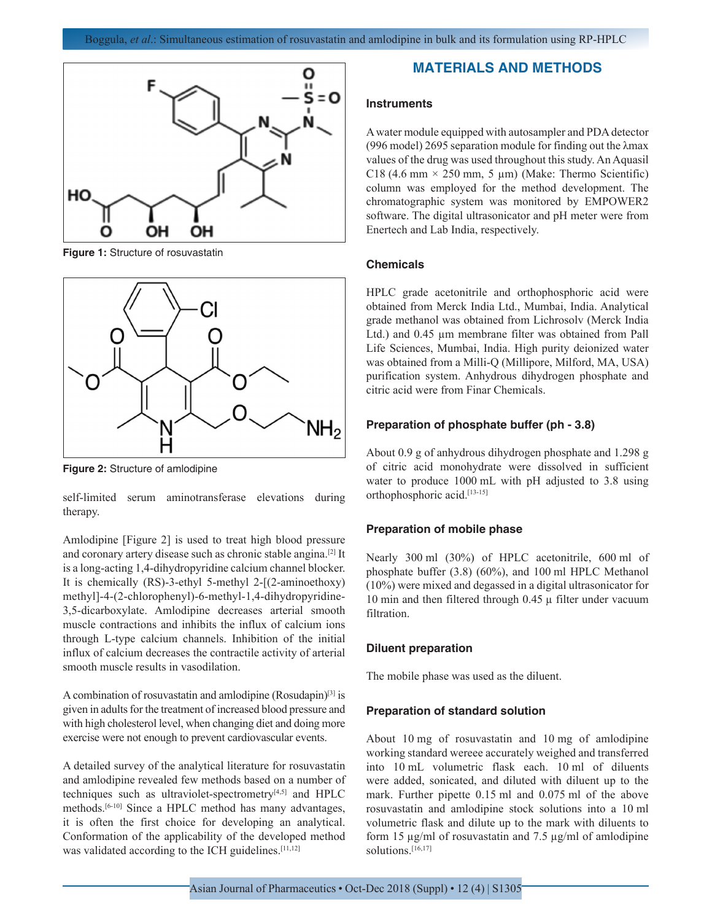Figure 1: Structure of rosuvastatin

Figure 2: Structure of amlodipine

self-limited serum aminotransferase elevations during therapy.

Amlodipine [Figure 2] is used to treat high blood pressure and coronary artery disease such as chronic stable angina.[2] It is a long-acting 1,4-dihydropyridine calcium channel blocker. It is chemically (RS)-3-ethyl 5-methyl 2-[(2-aminoethoxy) methyl]-4-(2-chlorophenyl)-6-methyl-1,4-dihydropyridine-3,5-dicarboxylate. Amlodipine decreases arterial smooth muscle contractions and inhibits the influx of calcium ions through L-type calcium channels. Inhibition of the initial influx of calcium decreases the contractile activity of arterial smooth muscle results in vasodilation.

A combination of rosuvastatin and amlodipine (Rosudapin)[3] is given in adults for the treatment of increased blood pressure and with high cholesterol level, when changing diet and doing more exercise were not enough to prevent cardiovascular events.

A detailed survey of the analytical literature for rosuvastatin and amlodipine revealed few methods based on a number of techniques such as ultraviolet-spectrometry[4,5] and HPLC methods.[6-10] Since a HPLC method has many advantages, it is often the first choice for developing an analytical. Conformation of the applicability of the developed method was validated according to the ICH guidelines.[11,12]

## MATERIALS AND METHODS

### Instruments

A water module equipped with autosampler and PDA detector (996 model) 2695 separation module for finding out the λmax values of the drug was used throughout this study. An Aquasil C18 (4.6 mm × 250 mm, 5 µm) (Make: Thermo Scientific) column was employed for the method development. The chromatographic system was monitored by EMPOWER2 software. The digital ultrasonicator and pH meter were from Enertech and Lab India, respectively.

### Chemicals

HPLC grade acetonitrile and orthophosphoric acid were obtained from Merck India Ltd., Mumbai, India. Analytical grade methanol was obtained from Lichrosolv (Merck India Ltd.) and 0.45 µm membrane filter was obtained from Pall Life Sciences, Mumbai, India. High purity deionized water was obtained from a Milli-Q (Millipore, Milford, MA, USA) purification system. Anhydrous dihydrogen phosphate and citric acid were from Finar Chemicals.

### Preparation of phosphate buffer (ph - 3.8)

About 0.9 g of anhydrous dihydrogen phosphate and 1.298 g of citric acid monohydrate were dissolved in sufficient water to produce 1000 mL with pH adjusted to 3.8 using orthophosphoric acid.[13-15]

### Preparation of mobile phase

Nearly 300 ml (30%) of HPLC acetonitrile, 600 ml of phosphate buffer (3.8) (60%), and 100 ml HPLC Methanol (10%) were mixed and degassed in a digital ultrasonicator for 10 min and then filtered through 0.45 µ filter under vacuum filtration.

### Diluent preparation

The mobile phase was used as the diluent.

### Preparation of standard solution

About 10 mg of rosuvastatin and 10 mg of amlodipine working standard wereee accurately weighed and transferred into 10 mL volumetric flask each. 10 ml of diluents were added, sonicated, and diluted with diluent up to the mark. Further pipette 0.15 ml and 0.075 ml of the above rosuvastatin and amlodipine stock solutions into a 10 ml volumetric flask and dilute up to the mark with diluents to form 15 µg/ml of rosuvastatin and 7.5 µg/ml of amlodipine solutions.[16,17]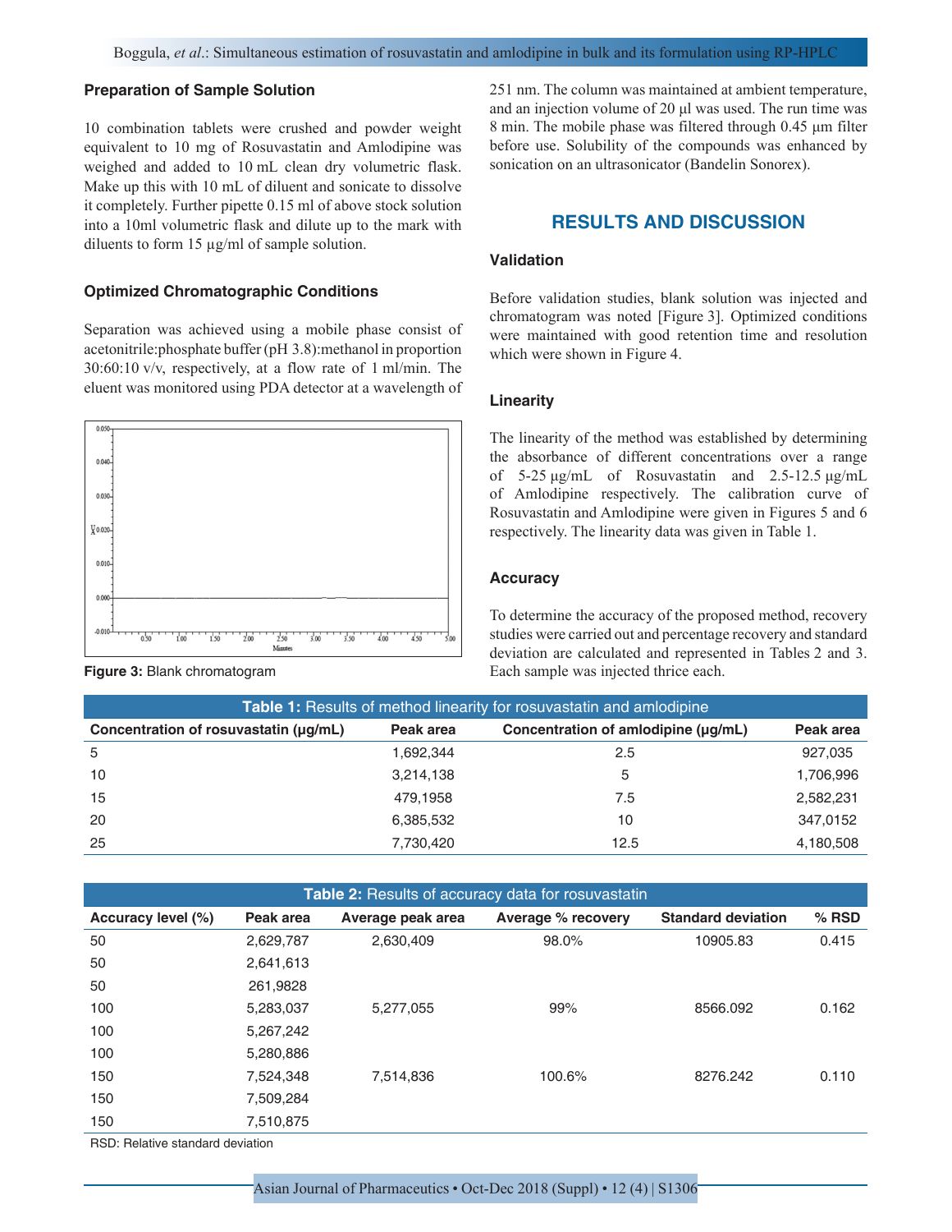### Preparation of Sample Solution

10 combination tablets were crushed and powder weight equivalent to 10 mg of Rosuvastatin and Amlodipine was weighed and added to 10 mL clean dry volumetric flask. Make up this with 10 mL of diluent and sonicate to dissolve it completely. Further pipette 0.15 ml of above stock solution into a 10ml volumetric flask and dilute up to the mark with diluents to form 15 µg/ml of sample solution.

### Optimized Chromatographic Conditions

Separation was achieved using a mobile phase consist of acetonitrile:phosphate buffer (pH 3.8):methanol in proportion 30:60:10 v/v, respectively, at a flow rate of 1 ml/min. The eluent was monitored using PDA detector at a wavelength of 251 nm. The column was maintained at ambient temperature, and an injection volume of 20 µl was used. The run time was 8 min. The mobile phase was filtered through 0.45 µm filter before use. Solubility of the compounds was enhanced by sonication on an ultrasonicator (Bandelin Sonorex).

**Figure 3:** Blank chromatogram

## RESULTS AND DISCUSSION

### Validation

Before validation studies, blank solution was injected and chromatogram was noted [Figure 3]. Optimized conditions were maintained with good retention time and resolution which were shown in Figure 4.

### Linearity

The linearity of the method was established by determining the absorbance of different concentrations over a range of 5-25 µg/mL of Rosuvastatin and 2.5-12.5 µg/mL of Amlodipine respectively. The calibration curve of Rosuvastatin and Amlodipine were given in Figures 5 and 6 respectively. The linearity data was given in Table 1.

### Accuracy

To determine the accuracy of the proposed method, recovery studies were carried out and percentage recovery and standard deviation are calculated and represented in Tables 2 and 3. Each sample was injected thrice each.

**Table 1:** Results of method linearity for rosuvastatin and amlodipine

| Concentration of rosuvastatin (µg/mL) | Peak area | Concentration of amlodipine (µg/mL) | Peak area |
|---|---|---|---|
| 5 | 1,692,344 | 2.5 | 927,035 |
| 10 | 3,214,138 | 5 | 1,706,996 |
| 15 | 479,1958 | 7.5 | 2,582,231 |
| 20 | 6,385,532 | 10 | 347,0152 |
| 25 | 7,730,420 | 12.5 | 4,180,508 |

**Table 2:** Results of accuracy data for rosuvastatin

| Accuracy level (%) | Peak area | Average peak area | Average % recovery | Standard deviation | % RSD |
|---|---|---|---|---|---|
| 50 | 2,629,787 | 2,630,409 | 98.0% | 10905.83 | 0.415 |
| 50 | 2,641,613 | | | | |
| 50 | 261,9828 | | | | |
| 100 | 5,283,037 | 5,277,055 | 99% | 8566.092 | 0.162 |
| 100 | 5,267,242 | | | | |
| 100 | 5,280,886 | | | | |
| 150 | 7,524,348 | 7,514,836 | 100.6% | 8276.242 | 0.110 |
| 150 | 7,509,284 | | | | |
| 150 | 7,510,875 | | | | |

RSD: Relative standard deviation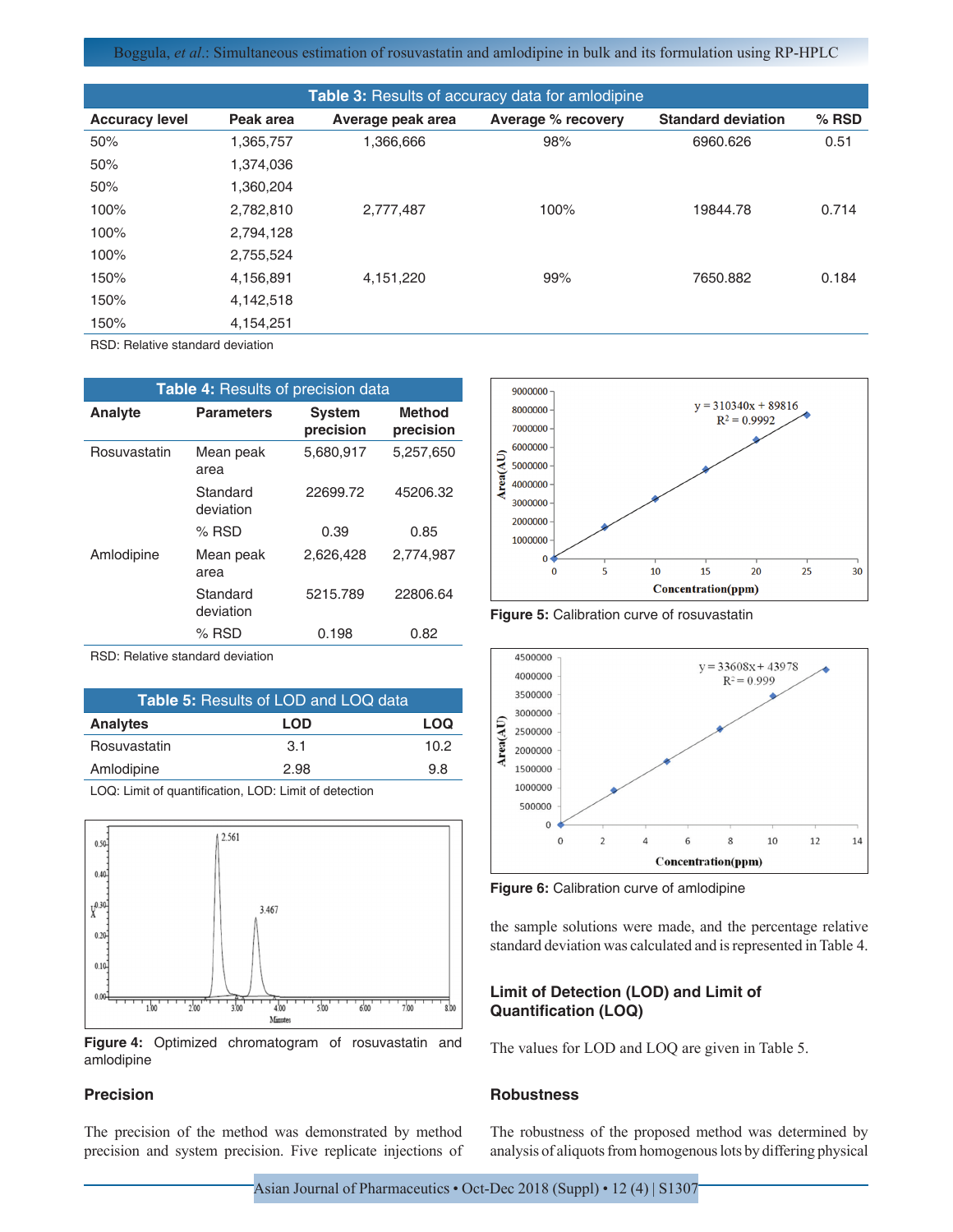**Table 3:** Results of accuracy data for amlodipine

| Accuracy level | Peak area | Average peak area | Average % recovery | Standard deviation | % RSD |
|---|---|---|---|---|---|
| 50% | 1,365,757 | 1,366,666 | 98% | 6960.626 | 0.51 |
| 50% | 1,374,036 | | | | |
| 50% | 1,360,204 | | | | |
| 100% | 2,782,810 | 2,777,487 | 100% | 19844.78 | 0.714 |
| 100% | 2,794,128 | | | | |
| 100% | 2,755,524 | | | | |
| 150% | 4,156,891 | 4,151,220 | 99% | 7650.882 | 0.184 |
| 150% | 4,142,518 | | | | |
| 150% | 4,154,251 | | | | |

RSD: Relative standard deviation

**Table 4:** Results of precision data

| Analyte | Parameters | System precision | Method precision |
|---|---|---|---|
| Rosuvastatin | Mean peak area | 5,680,917 | 5,257,650 |
| | Standard deviation | 22699.72 | 45206.32 |
| | % RSD | 0.39 | 0.85 |
| Amlodipine | Mean peak area | 2,626,428 | 2,774,987 |
| | Standard deviation | 5215.789 | 22806.64 |
| | % RSD | 0.198 | 0.82 |

RSD: Relative standard deviation

**Table 5:** Results of LOD and LOQ data

| Analytes | LOD | LOQ |
|---|---|---|
| Rosuvastatin | 3.1 | 10.2 |
| Amlodipine | 2.98 | 9.8 |

LOQ: Limit of quantification, LOD: Limit of detection

**Figure 4:** Optimized chromatogram of rosuvastatin and amlodipine

**Figure 5:** Calibration curve of rosuvastatin

**Figure 6:** Calibration curve of amlodipine

## Precision

The precision of the method was demonstrated by method precision and system precision. Five replicate injections of the sample solutions were made, and the percentage relative standard deviation was calculated and is represented in Table 4.

## Limit of Detection (LOD) and Limit of Quantification (LOQ)

The values for LOD and LOQ are given in Table 5.

## Robustness

The robustness of the proposed method was determined by analysis of aliquots from homogenous lots by differing physical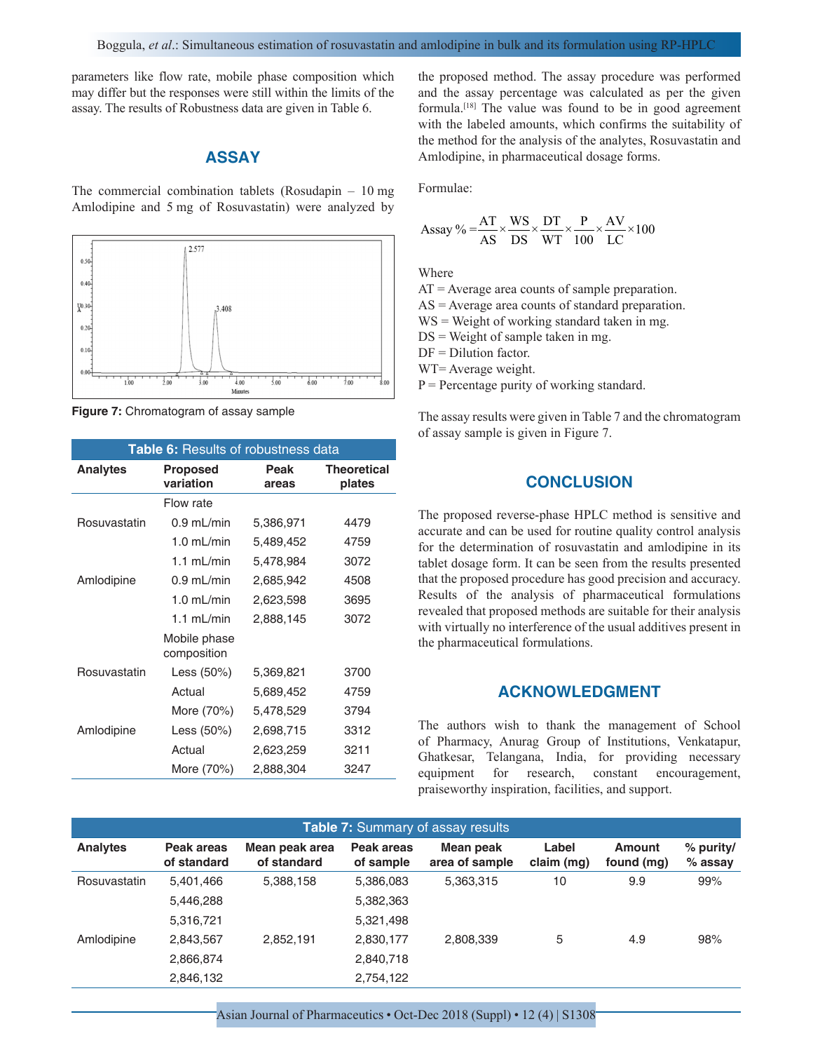parameters like flow rate, mobile phase composition which may differ but the responses were still within the limits of the assay. The results of Robustness data are given in Table 6.

## ASSAY

The commercial combination tablets (Rosudapin – 10 mg Amlodipine and 5 mg of Rosuvastatin) were analyzed by the proposed method. The assay procedure was performed and the assay percentage was calculated as per the given formula.[18] The value was found to be in good agreement with the labeled amounts, which confirms the suitability of the method for the analysis of the analytes, Rosuvastatin and Amlodipine, in pharmaceutical dosage forms.

Formulae:

$$\text{Assay \%} = \frac{AT}{AS} \times \frac{WS}{DS} \times \frac{DT}{WT} \times \frac{P}{100} \times \frac{AV}{LC} \times 100$$

Where

AT = Average area counts of sample preparation.
AS = Average area counts of standard preparation.
WS = Weight of working standard taken in mg.
DS = Weight of sample taken in mg.
DF = Dilution factor.
WT= Average weight.
P = Percentage purity of working standard.

The assay results were given in Table 7 and the chromatogram of assay sample is given in Figure 7.

**Figure 7:** Chromatogram of assay sample

**Table 6:** Results of robustness data

| Analytes | Proposed variation | Peak areas | Theoretical plates |
|---|---|---|---|
| | Flow rate | | |
| Rosuvastatin | 0.9 mL/min | 5,386,971 | 4479 |
| | 1.0 mL/min | 5,489,452 | 4759 |
| | 1.1 mL/min | 5,478,984 | 3072 |
| Amlodipine | 0.9 mL/min | 2,685,942 | 4508 |
| | 1.0 mL/min | 2,623,598 | 3695 |
| | 1.1 mL/min | 2,888,145 | 3072 |
| | Mobile phase composition | | |
| Rosuvastatin | Less (50%) | 5,369,821 | 3700 |
| | Actual | 5,689,452 | 4759 |
| | More (70%) | 5,478,529 | 3794 |
| Amlodipine | Less (50%) | 2,698,715 | 3312 |
| | Actual | 2,623,259 | 3211 |
| | More (70%) | 2,888,304 | 3247 |

## CONCLUSION

The proposed reverse-phase HPLC method is sensitive and accurate and can be used for routine quality control analysis for the determination of rosuvastatin and amlodipine in its tablet dosage form. It can be seen from the results presented that the proposed procedure has good precision and accuracy. Results of the analysis of pharmaceutical formulations revealed that proposed methods are suitable for their analysis with virtually no interference of the usual additives present in the pharmaceutical formulations.

## ACKNOWLEDGMENT

The authors wish to thank the management of School of Pharmacy, Anurag Group of Institutions, Venkatapur, Ghatkesar, Telangana, India, for providing necessary equipment for research, constant encouragement, praiseworthy inspiration, facilities, and support.

**Table 7:** Summary of assay results

| Analytes | Peak areas of standard | Mean peak area of standard | Peak areas of sample | Mean peak area of sample | Label claim (mg) | Amount found (mg) | % purity/ % assay |
|---|---|---|---|---|---|---|---|
| Rosuvastatin | 5,401,466 | 5,388,158 | 5,386,083 | 5,363,315 | 10 | 9.9 | 99% |
| | 5,446,288 | | 5,382,363 | | | | |
| | 5,316,721 | | 5,321,498 | | | | |
| Amlodipine | 2,843,567 | 2,852,191 | 2,830,177 | 2,808,339 | 5 | 4.9 | 98% |
| | 2,866,874 | | 2,840,718 | | | | |
| | 2,846,132 | | 2,754,122 | | | | |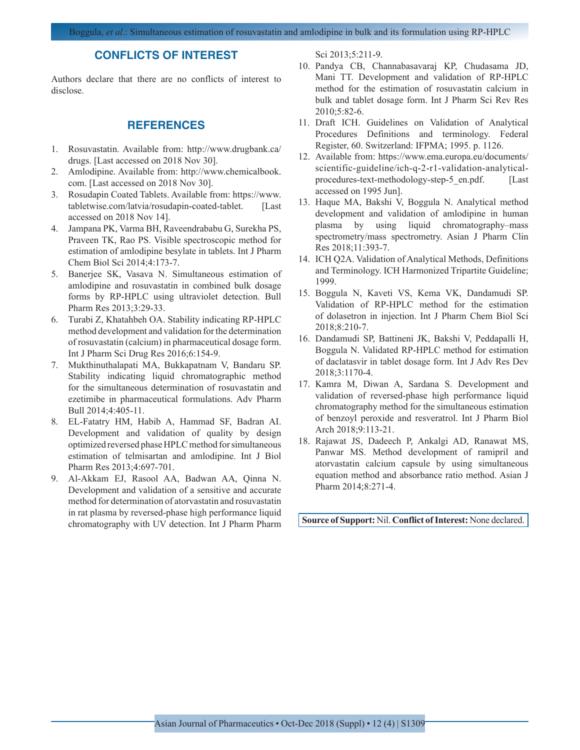## CONFLICTS OF INTEREST

Authors declare that there are no conflicts of interest to disclose.

## REFERENCES

1. Rosuvastatin. Available from: http://www.drugbank.ca/drugs. [Last accessed on 2018 Nov 30].
2. Amlodipine. Available from: http://www.chemicalbook.com. [Last accessed on 2018 Nov 30].
3. Rosudapin Coated Tablets. Available from: https://www.tabletwise.com/latvia/rosudapin-coated-tablet. [Last accessed on 2018 Nov 14].
4. Jampana PK, Varma BH, Raveendrababu G, Surekha PS, Praveen TK, Rao PS. Visible spectroscopic method for estimation of amlodipine besylate in tablets. Int J Pharm Chem Biol Sci 2014;4:173-7.
5. Banerjee SK, Vasava N. Simultaneous estimation of amlodipine and rosuvastatin in combined bulk dosage forms by RP-HPLC using ultraviolet detection. Bull Pharm Res 2013;3:29-33.
6. Turabi Z, Khatahbeh OA. Stability indicating RP-HPLC method development and validation for the determination of rosuvastatin (calcium) in pharmaceutical dosage form. Int J Pharm Sci Drug Res 2016;6:154-9.
7. Mukthinuthalapati MA, Bukkapatnam V, Bandaru SP. Stability indicating liquid chromatographic method for the simultaneous determination of rosuvastatin and ezetimibe in pharmaceutical formulations. Adv Pharm Bull 2014;4:405-11.
8. EL-Fatatry HM, Habib A, Hammad SF, Badran AI. Development and validation of quality by design optimized reversed phase HPLC method for simultaneous estimation of telmisartan and amlodipine. Int J Biol Pharm Res 2013;4:697-701.
9. Al-Akkam EJ, Rasool AA, Badwan AA, Qinna N. Development and validation of a sensitive and accurate method for determination of atorvastatin and rosuvastatin in rat plasma by reversed-phase high performance liquid chromatography with UV detection. Int J Pharm Pharm Sci 2013;5:211-9.
10. Pandya CB, Channabasavaraj KP, Chudasama JD, Mani TT. Development and validation of RP-HPLC method for the estimation of rosuvastatin calcium in bulk and tablet dosage form. Int J Pharm Sci Rev Res 2010;5:82-6.
11. Draft ICH. Guidelines on Validation of Analytical Procedures Definitions and terminology. Federal Register, 60. Switzerland: IFPMA; 1995. p. 1126.
12. Available from: https://www.ema.europa.eu/documents/scientific-guideline/ich-q-2-r1-validation-analytical-procedures-text-methodology-step-5_en.pdf. [Last accessed on 1995 Jun].
13. Haque MA, Bakshi V, Boggula N. Analytical method development and validation of amlodipine in human plasma by using liquid chromatography–mass spectrometry/mass spectrometry. Asian J Pharm Clin Res 2018;11:393-7.
14. ICH Q2A. Validation of Analytical Methods, Definitions and Terminology. ICH Harmonized Tripartite Guideline; 1999.
15. Boggula N, Kaveti VS, Kema VK, Dandamudi SP. Validation of RP-HPLC method for the estimation of dolasetron in injection. Int J Pharm Chem Biol Sci 2018;8:210-7.
16. Dandamudi SP, Battineni JK, Bakshi V, Peddapalli H, Boggula N. Validated RP-HPLC method for estimation of daclatasvir in tablet dosage form. Int J Adv Res Dev 2018;3:1170-4.
17. Kamra M, Diwan A, Sardana S. Development and validation of reversed-phase high performance liquid chromatography method for the simultaneous estimation of benzoyl peroxide and resveratrol. Int J Pharm Biol Arch 2018;9:113-21.
18. Rajawat JS, Dadeech P, Ankalgi AD, Ranawat MS, Panwar MS. Method development of ramipril and atorvastatin calcium capsule by using simultaneous equation method and absorbance ratio method. Asian J Pharm 2014;8:271-4.

**Source of Support:** Nil. **Conflict of Interest:** None declared.